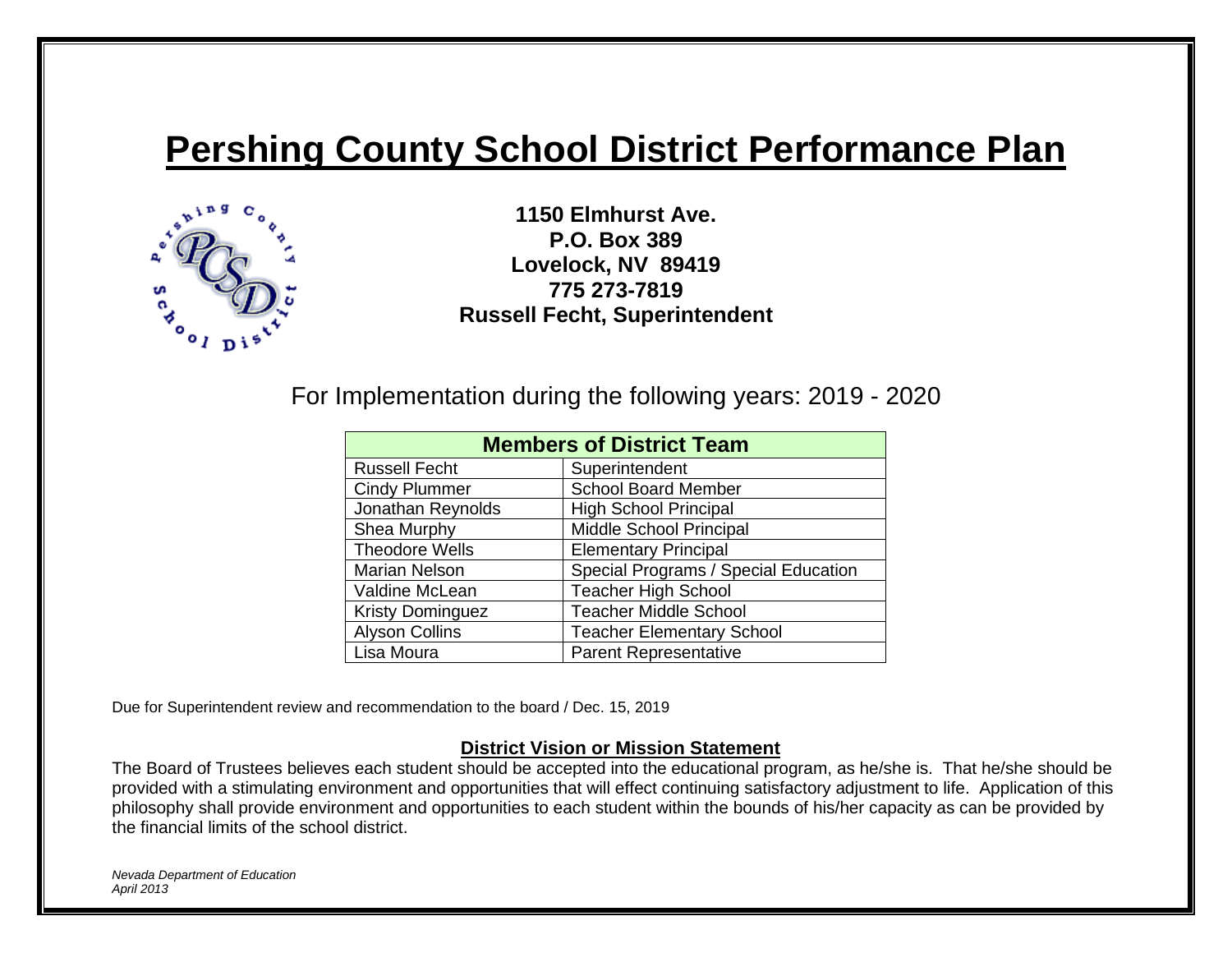# Pershing County School District Performance Plan

**1150 Elmhurst Ave.**
**P.O. Box 389**
**Lovelock, NV 89419**
**775 273-7819**
**Russell Fecht, Superintendent**

For Implementation during the following years: 2019 - 2020

| **Members of District Team** | |
|---|---|
| Russell Fecht | Superintendent |
| Cindy Plummer | School Board Member |
| Jonathan Reynolds | High School Principal |
| Shea Murphy | Middle School Principal |
| Theodore Wells | Elementary Principal |
| Marian Nelson | Special Programs / Special Education |
| Valdine McLean | Teacher High School |
| Kristy Dominguez | Teacher Middle School |
| Alyson Collins | Teacher Elementary School |
| Lisa Moura | Parent Representative |

Due for Superintendent review and recommendation to the board / Dec. 15, 2019

**District Vision or Mission Statement**

The Board of Trustees believes each student should be accepted into the educational program, as he/she is. That he/she should be provided with a stimulating environment and opportunities that will effect continuing satisfactory adjustment to life. Application of this philosophy shall provide environment and opportunities to each student within the bounds of his/her capacity as can be provided by the financial limits of the school district.

*Nevada Department of Education*
*April 2013*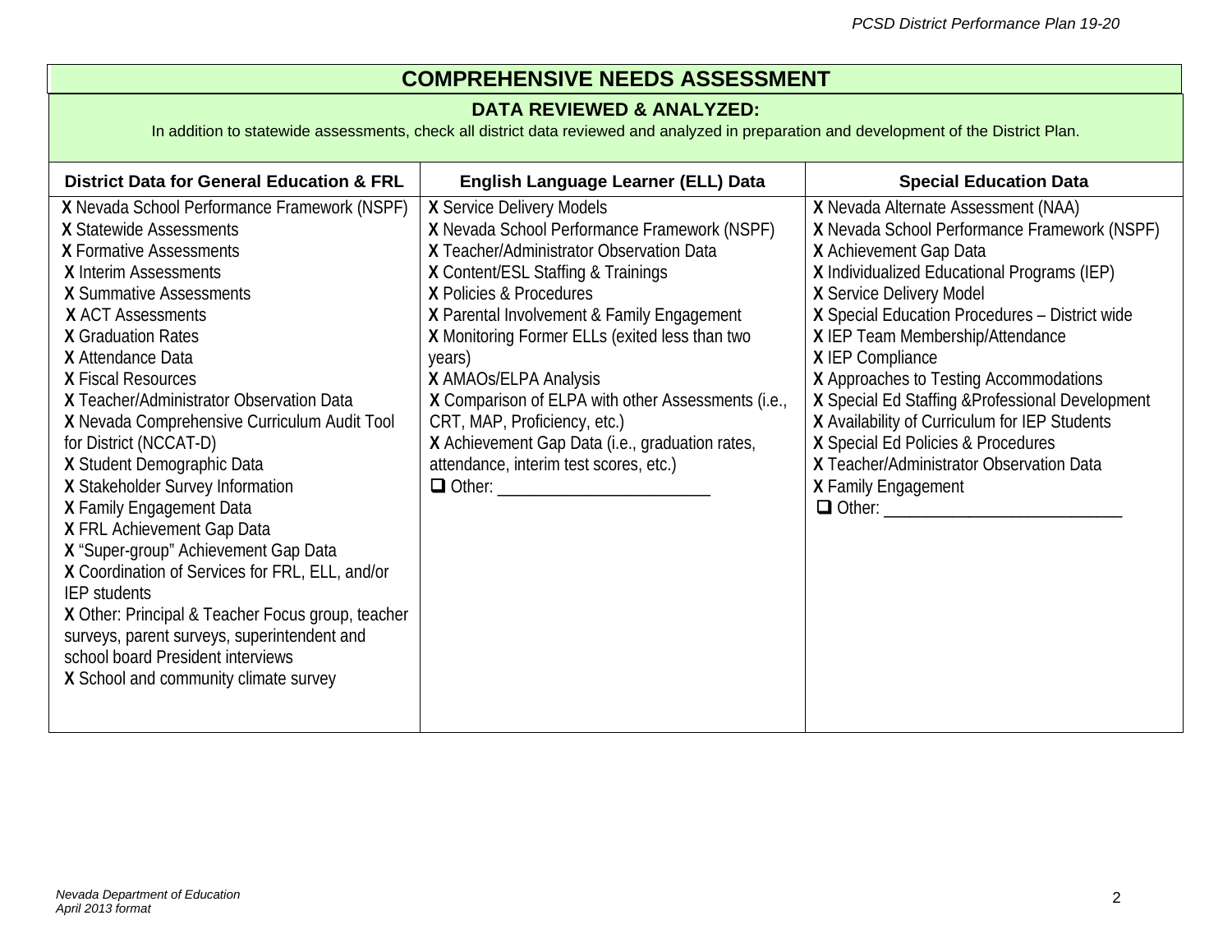# COMPREHENSIVE NEEDS ASSESSMENT

## DATA REVIEWED & ANALYZED:

In addition to statewide assessments, check all district data reviewed and analyzed in preparation and development of the District Plan.

| District Data for General Education & FRL | English Language Learner (ELL) Data | Special Education Data |
|---|---|---|
| X Nevada School Performance Framework (NSPF)<br>X Statewide Assessments<br>X Formative Assessments<br>X Interim Assessments<br>X Summative Assessments<br>X ACT Assessments<br>X Graduation Rates<br>X Attendance Data<br>X Fiscal Resources<br>X Teacher/Administrator Observation Data<br>X Nevada Comprehensive Curriculum Audit Tool for District (NCCAT-D)<br>X Student Demographic Data<br>X Stakeholder Survey Information<br>X Family Engagement Data<br>X FRL Achievement Gap Data<br>X "Super-group" Achievement Gap Data<br>X Coordination of Services for FRL, ELL, and/or IEP students<br>X Other: Principal & Teacher Focus group, teacher surveys, parent surveys, superintendent and school board President interviews<br>X School and community climate survey | X Service Delivery Models<br>X Nevada School Performance Framework (NSPF)<br>X Teacher/Administrator Observation Data<br>X Content/ESL Staffing & Trainings<br>X Policies & Procedures<br>X Parental Involvement & Family Engagement<br>X Monitoring Former ELLs (exited less than two years)<br>X AMAOs/ELPA Analysis<br>X Comparison of ELPA with other Assessments (i.e., CRT, MAP, Proficiency, etc.)<br>X Achievement Gap Data (i.e., graduation rates, attendance, interim test scores, etc.)<br>☐ Other: ________________________ | X Nevada Alternate Assessment (NAA)<br>X Nevada School Performance Framework (NSPF)<br>X Achievement Gap Data<br>X Individualized Educational Programs (IEP)<br>X Service Delivery Model<br>X Special Education Procedures – District wide<br>X IEP Team Membership/Attendance<br>X IEP Compliance<br>X Approaches to Testing Accommodations<br>X Special Ed Staffing &Professional Development<br>X Availability of Curriculum for IEP Students<br>X Special Ed Policies & Procedures<br>X Teacher/Administrator Observation Data<br>X Family Engagement<br>☐ Other: __________________________ |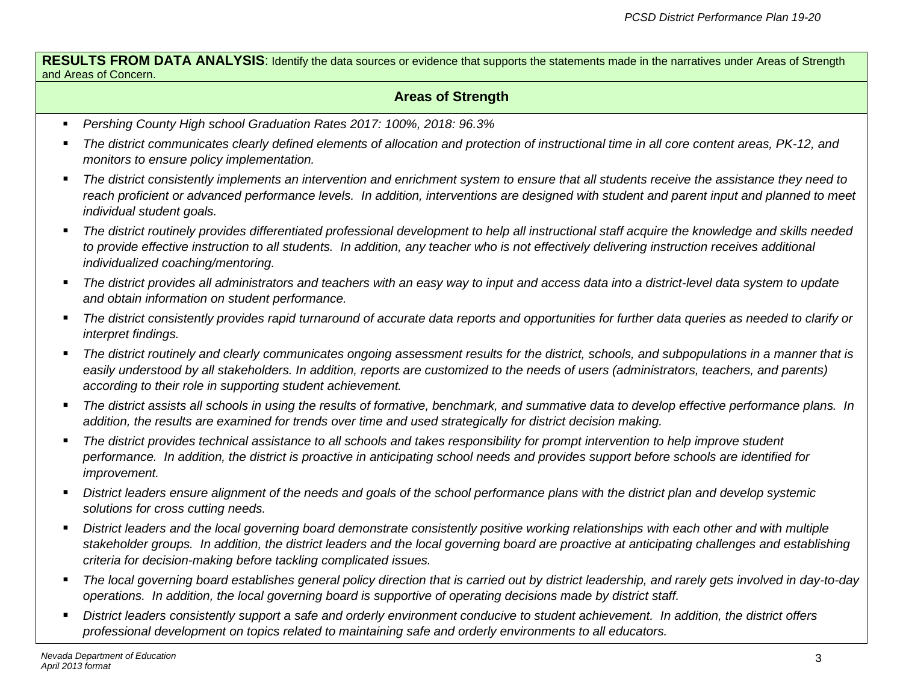**RESULTS FROM DATA ANALYSIS**: Identify the data sources or evidence that supports the statements made in the narratives under Areas of Strength and Areas of Concern.

## Areas of Strength

- *Pershing County High school Graduation Rates 2017: 100%, 2018: 96.3%*
- *The district communicates clearly defined elements of allocation and protection of instructional time in all core content areas, PK-12, and monitors to ensure policy implementation.*
- *The district consistently implements an intervention and enrichment system to ensure that all students receive the assistance they need to reach proficient or advanced performance levels. In addition, interventions are designed with student and parent input and planned to meet individual student goals.*
- *The district routinely provides differentiated professional development to help all instructional staff acquire the knowledge and skills needed to provide effective instruction to all students. In addition, any teacher who is not effectively delivering instruction receives additional individualized coaching/mentoring.*
- *The district provides all administrators and teachers with an easy way to input and access data into a district-level data system to update and obtain information on student performance.*
- *The district consistently provides rapid turnaround of accurate data reports and opportunities for further data queries as needed to clarify or interpret findings.*
- *The district routinely and clearly communicates ongoing assessment results for the district, schools, and subpopulations in a manner that is easily understood by all stakeholders. In addition, reports are customized to the needs of users (administrators, teachers, and parents) according to their role in supporting student achievement.*
- *The district assists all schools in using the results of formative, benchmark, and summative data to develop effective performance plans. In addition, the results are examined for trends over time and used strategically for district decision making.*
- *The district provides technical assistance to all schools and takes responsibility for prompt intervention to help improve student performance. In addition, the district is proactive in anticipating school needs and provides support before schools are identified for improvement.*
- *District leaders ensure alignment of the needs and goals of the school performance plans with the district plan and develop systemic solutions for cross cutting needs.*
- *District leaders and the local governing board demonstrate consistently positive working relationships with each other and with multiple stakeholder groups. In addition, the district leaders and the local governing board are proactive at anticipating challenges and establishing criteria for decision-making before tackling complicated issues.*
- *The local governing board establishes general policy direction that is carried out by district leadership, and rarely gets involved in day-to-day operations. In addition, the local governing board is supportive of operating decisions made by district staff.*
- *District leaders consistently support a safe and orderly environment conducive to student achievement. In addition, the district offers professional development on topics related to maintaining safe and orderly environments to all educators.*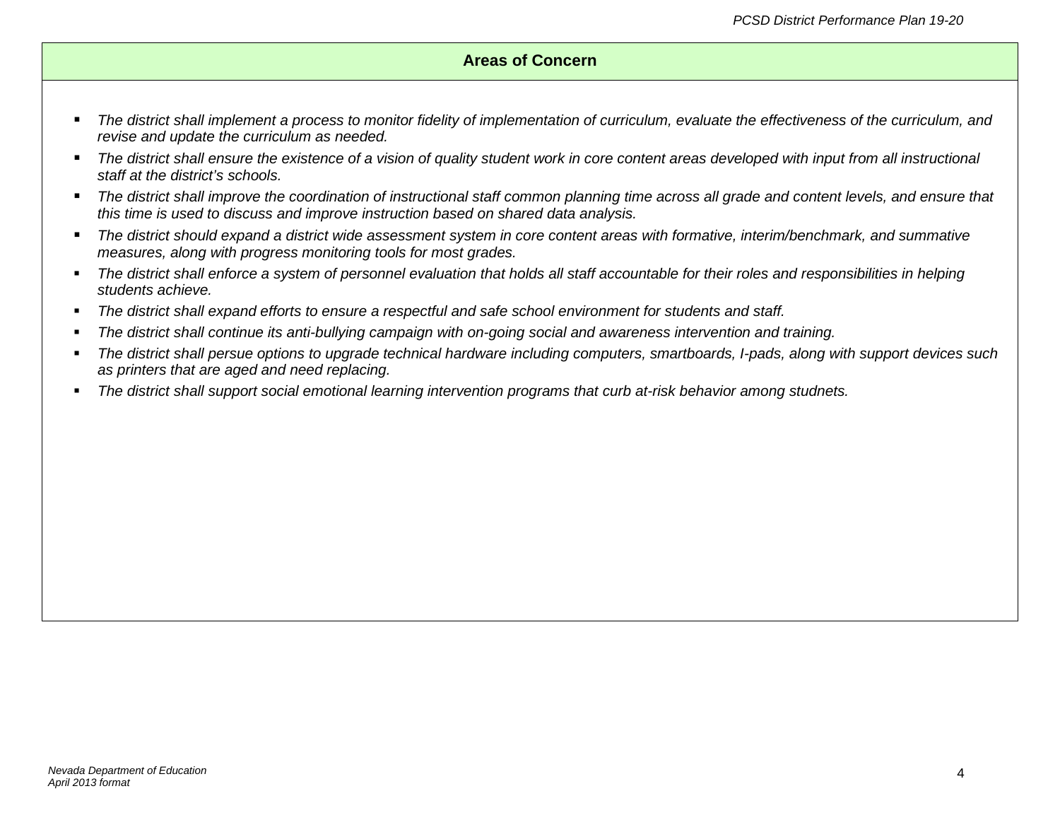## Areas of Concern

- *The district shall implement a process to monitor fidelity of implementation of curriculum, evaluate the effectiveness of the curriculum, and revise and update the curriculum as needed.*
- *The district shall ensure the existence of a vision of quality student work in core content areas developed with input from all instructional staff at the district's schools.*
- *The district shall improve the coordination of instructional staff common planning time across all grade and content levels, and ensure that this time is used to discuss and improve instruction based on shared data analysis.*
- *The district should expand a district wide assessment system in core content areas with formative, interim/benchmark, and summative measures, along with progress monitoring tools for most grades.*
- *The district shall enforce a system of personnel evaluation that holds all staff accountable for their roles and responsibilities in helping students achieve.*
- *The district shall expand efforts to ensure a respectful and safe school environment for students and staff.*
- *The district shall continue its anti-bullying campaign with on-going social and awareness intervention and training.*
- *The district shall persue options to upgrade technical hardware including computers, smartboards, I-pads, along with support devices such as printers that are aged and need replacing.*
- *The district shall support social emotional learning intervention programs that curb at-risk behavior among studnets.*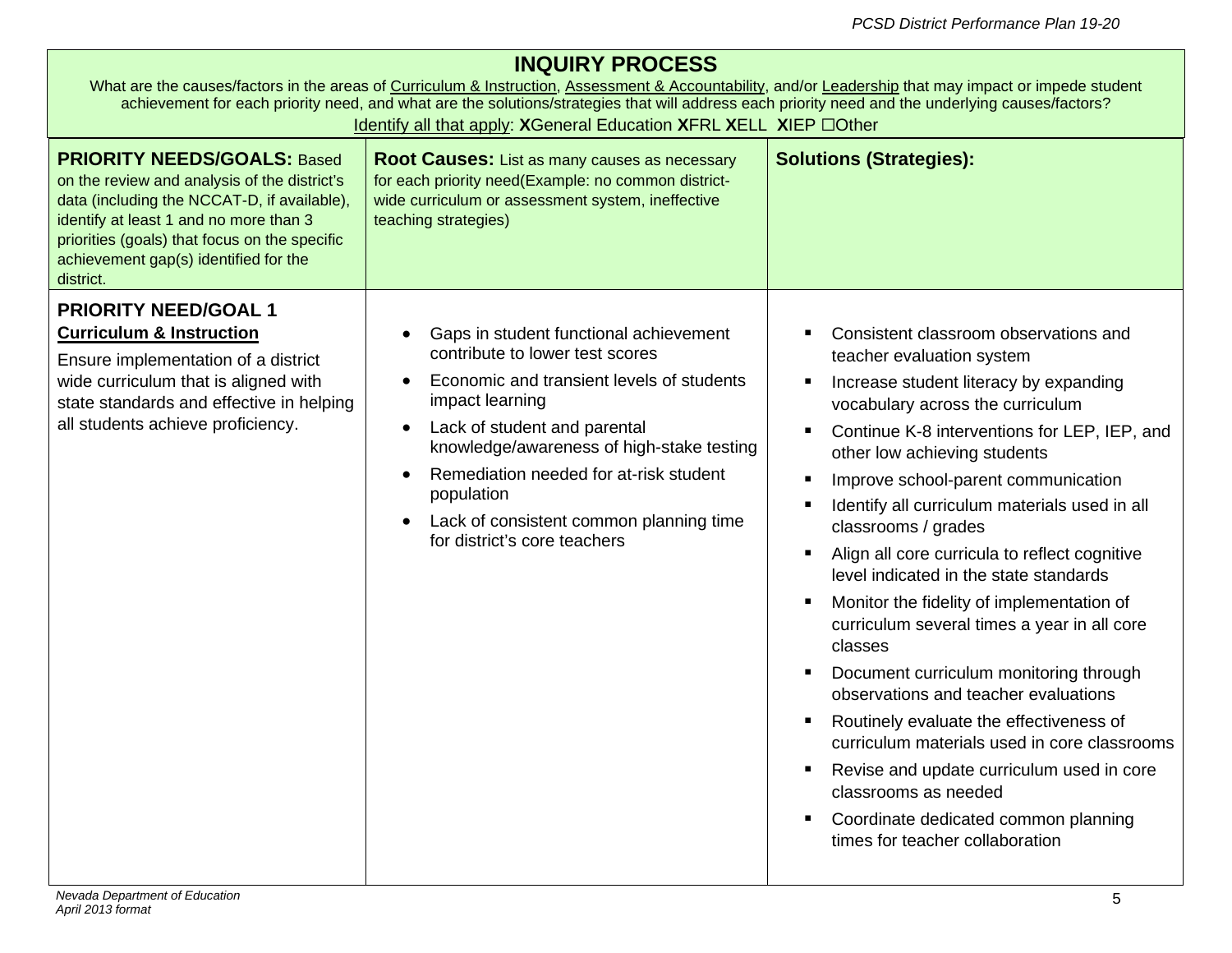## INQUIRY PROCESS

What are the causes/factors in the areas of Curriculum & Instruction, Assessment & Accountability, and/or Leadership that may impact or impede student achievement for each priority need, and what are the solutions/strategies that will address each priority need and the underlying causes/factors?

Identify all that apply: **X**General Education **X**FRL **X**ELL **X**IEP ☐Other

| **PRIORITY NEEDS/GOALS:** Based on the review and analysis of the district's data (including the NCCAT-D, if available), identify at least 1 and no more than 3 priorities (goals) that focus on the specific achievement gap(s) identified for the district. | **Root Causes:** List as many causes as necessary for each priority need(Example: no common district-wide curriculum or assessment system, ineffective teaching strategies) | **Solutions (Strategies):** |
|---|---|---|
| **PRIORITY NEED/GOAL 1**<br>**Curriculum & Instruction**<br>Ensure implementation of a district wide curriculum that is aligned with state standards and effective in helping all students achieve proficiency. | • Gaps in student functional achievement contribute to lower test scores<br>• Economic and transient levels of students impact learning<br>• Lack of student and parental knowledge/awareness of high-stake testing<br>• Remediation needed for at-risk student population<br>• Lack of consistent common planning time for district's core teachers | ▪ Consistent classroom observations and teacher evaluation system<br>▪ Increase student literacy by expanding vocabulary across the curriculum<br>▪ Continue K-8 interventions for LEP, IEP, and other low achieving students<br>▪ Improve school-parent communication<br>▪ Identify all curriculum materials used in all classrooms / grades<br>▪ Align all core curricula to reflect cognitive level indicated in the state standards<br>▪ Monitor the fidelity of implementation of curriculum several times a year in all core classes<br>▪ Document curriculum monitoring through observations and teacher evaluations<br>▪ Routinely evaluate the effectiveness of curriculum materials used in core classrooms<br>▪ Revise and update curriculum used in core classrooms as needed<br>▪ Coordinate dedicated common planning times for teacher collaboration |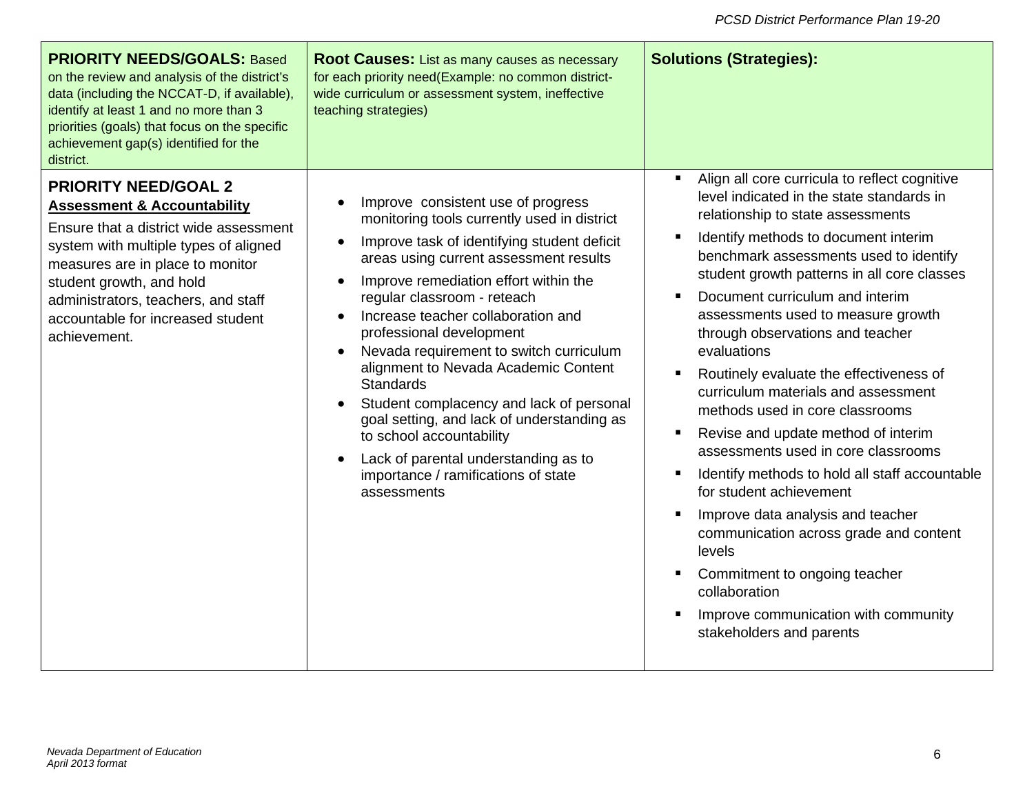| **PRIORITY NEEDS/GOALS:** Based on the review and analysis of the district's data (including the NCCAT-D, if available), identify at least 1 and no more than 3 priorities (goals) that focus on the specific achievement gap(s) identified for the district. | **Root Causes:** List as many causes as necessary for each priority need(Example: no common district-wide curriculum or assessment system, ineffective teaching strategies) | **Solutions (Strategies):** |
|---|---|---|
| **PRIORITY NEED/GOAL 2**<br>**<u>Assessment & Accountability</u>**<br>Ensure that a district wide assessment system with multiple types of aligned measures are in place to monitor student growth, and hold administrators, teachers, and staff accountable for increased student achievement. | • Improve consistent use of progress monitoring tools currently used in district<br>• Improve task of identifying student deficit areas using current assessment results<br>• Improve remediation effort within the regular classroom - reteach<br>• Increase teacher collaboration and professional development<br>• Nevada requirement to switch curriculum alignment to Nevada Academic Content Standards<br>• Student complacency and lack of personal goal setting, and lack of understanding as to school accountability<br>• Lack of parental understanding as to importance / ramifications of state assessments | ▪ Align all core curricula to reflect cognitive level indicated in the state standards in relationship to state assessments<br>▪ Identify methods to document interim benchmark assessments used to identify student growth patterns in all core classes<br>▪ Document curriculum and interim assessments used to measure growth through observations and teacher evaluations<br>▪ Routinely evaluate the effectiveness of curriculum materials and assessment methods used in core classrooms<br>▪ Revise and update method of interim assessments used in core classrooms<br>▪ Identify methods to hold all staff accountable for student achievement<br>▪ Improve data analysis and teacher communication across grade and content levels<br>▪ Commitment to ongoing teacher collaboration<br>▪ Improve communication with community stakeholders and parents |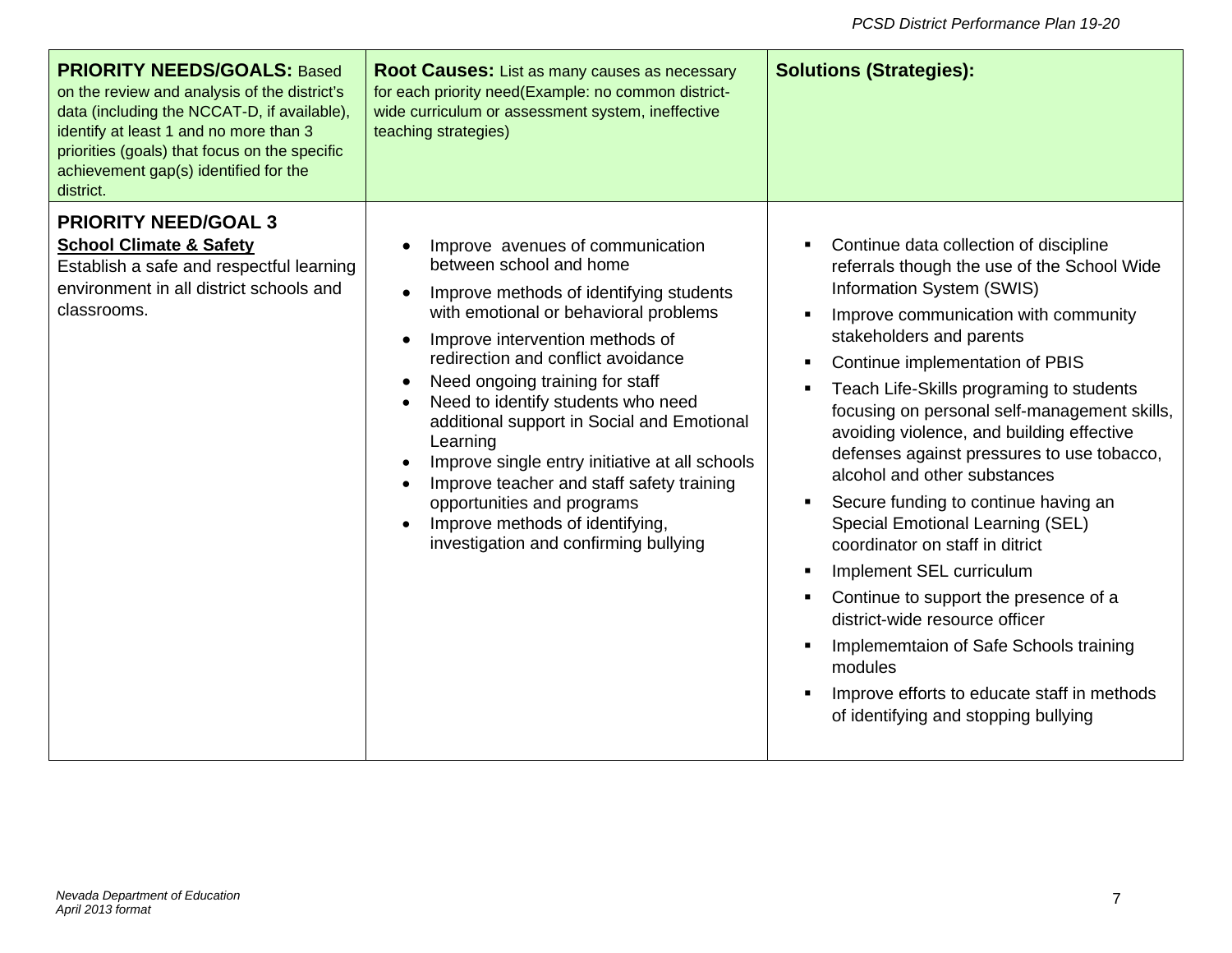| **PRIORITY NEEDS/GOALS:** Based on the review and analysis of the district's data (including the NCCAT-D, if available), identify at least 1 and no more than 3 priorities (goals) that focus on the specific achievement gap(s) identified for the district. | **Root Causes:** List as many causes as necessary for each priority need(Example: no common district-wide curriculum or assessment system, ineffective teaching strategies) | **Solutions (Strategies):** |
| --- | --- | --- |
| **PRIORITY NEED/GOAL 3**<br>**School Climate & Safety**<br>Establish a safe and respectful learning environment in all district schools and classrooms. | • Improve avenues of communication between school and home<br>• Improve methods of identifying students with emotional or behavioral problems<br>• Improve intervention methods of redirection and conflict avoidance<br>• Need ongoing training for staff<br>• Need to identify students who need additional support in Social and Emotional Learning<br>• Improve single entry initiative at all schools<br>• Improve teacher and staff safety training opportunities and programs<br>• Improve methods of identifying, investigation and confirming bullying | ▪ Continue data collection of discipline referrals though the use of the School Wide Information System (SWIS)<br>▪ Improve communication with community stakeholders and parents<br>▪ Continue implementation of PBIS<br>▪ Teach Life-Skills programing to students focusing on personal self-management skills, avoiding violence, and building effective defenses against pressures to use tobacco, alcohol and other substances<br>▪ Secure funding to continue having an Special Emotional Learning (SEL) coordinator on staff in ditrict<br>▪ Implement SEL curriculum<br>▪ Continue to support the presence of a district-wide resource officer<br>▪ Implememtaion of Safe Schools training modules<br>▪ Improve efforts to educate staff in methods of identifying and stopping bullying |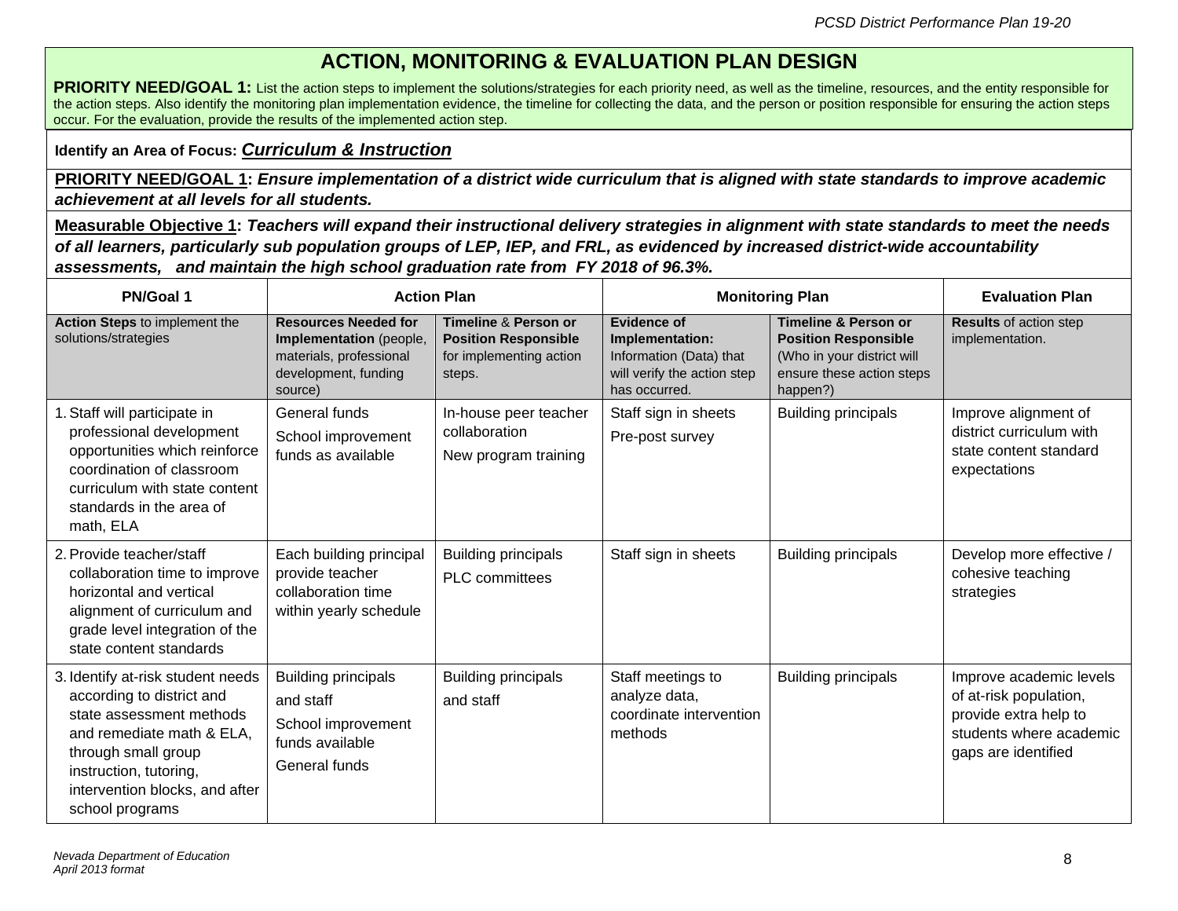# ACTION, MONITORING & EVALUATION PLAN DESIGN

**PRIORITY NEED/GOAL 1:** List the action steps to implement the solutions/strategies for each priority need, as well as the timeline, resources, and the entity responsible for the action steps. Also identify the monitoring plan implementation evidence, the timeline for collecting the data, and the person or position responsible for ensuring the action steps occur. For the evaluation, provide the results of the implemented action step.

**Identify an Area of Focus:** ***Curriculum & Instruction***

**PRIORITY NEED/GOAL 1:** ***Ensure implementation of a district wide curriculum that is aligned with state standards to improve academic achievement at all levels for all students.***

**Measurable Objective 1:** ***Teachers will expand their instructional delivery strategies in alignment with state standards to meet the needs of all learners, particularly sub population groups of LEP, IEP, and FRL, as evidenced by increased district-wide accountability assessments, and maintain the high school graduation rate from FY 2018 of 96.3%.***

| PN/Goal 1 | Action Plan | | Monitoring Plan | | Evaluation Plan |
|---|---|---|---|---|---|
| **Action Steps** to implement the solutions/strategies | **Resources Needed for Implementation** (people, materials, professional development, funding source) | **Timeline** & **Person or Position Responsible** for implementing action steps. | **Evidence of Implementation:** Information (Data) that will verify the action step has occurred. | **Timeline & Person or Position Responsible** (Who in your district will ensure these action steps happen?) | **Results** of action step implementation. |
| 1. Staff will participate in professional development opportunities which reinforce coordination of classroom curriculum with state content standards in the area of math, ELA | General funds<br>School improvement funds as available | In-house peer teacher collaboration<br>New program training | Staff sign in sheets<br>Pre-post survey | Building principals | Improve alignment of district curriculum with state content standard expectations |
| 2. Provide teacher/staff collaboration time to improve horizontal and vertical alignment of curriculum and grade level integration of the state content standards | Each building principal provide teacher collaboration time within yearly schedule | Building principals<br>PLC committees | Staff sign in sheets | Building principals | Develop more effective / cohesive teaching strategies |
| 3. Identify at-risk student needs according to district and state assessment methods and remediate math & ELA, through small group instruction, tutoring, intervention blocks, and after school programs | Building principals<br>and staff<br>School improvement funds available<br>General funds | Building principals<br>and staff | Staff meetings to analyze data, coordinate intervention methods | Building principals | Improve academic levels of at-risk population, provide extra help to students where academic gaps are identified |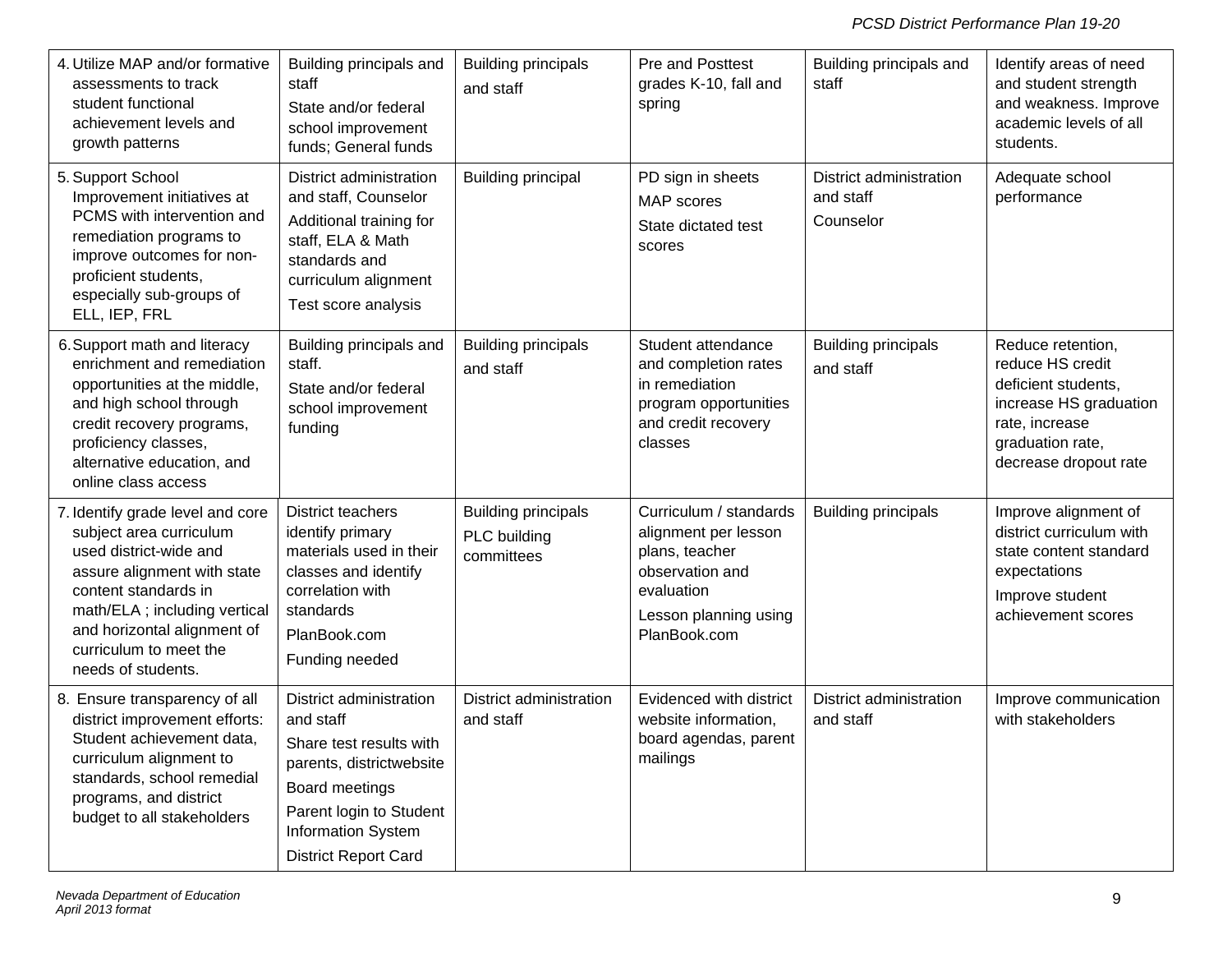| | | | | | |
|---|---|---|---|---|---|
| 4. Utilize MAP and/or formative assessments to track student functional achievement levels and growth patterns | Building principals and staff<br>State and/or federal school improvement funds; General funds | Building principals and staff | Pre and Posttest grades K-10, fall and spring | Building principals and staff | Identify areas of need and student strength and weakness. Improve academic levels of all students. |
| 5. Support School Improvement initiatives at PCMS with intervention and remediation programs to improve outcomes for non-proficient students, especially sub-groups of ELL, IEP, FRL | District administration and staff, Counselor<br>Additional training for staff, ELA & Math standards and curriculum alignment<br>Test score analysis | Building principal | PD sign in sheets<br>MAP scores<br>State dictated test scores | District administration and staff<br>Counselor | Adequate school performance |
| 6. Support math and literacy enrichment and remediation opportunities at the middle, and high school through credit recovery programs, proficiency classes, alternative education, and online class access | Building principals and staff.<br>State and/or federal school improvement funding | Building principals and staff | Student attendance and completion rates in remediation program opportunities and credit recovery classes | Building principals and staff | Reduce retention, reduce HS credit deficient students, increase HS graduation rate, increase graduation rate, decrease dropout rate |
| 7. Identify grade level and core subject area curriculum used district-wide and assure alignment with state content standards in math/ELA ; including vertical and horizontal alignment of curriculum to meet the needs of students. | District teachers identify primary materials used in their classes and identify correlation with standards<br>PlanBook.com<br>Funding needed | Building principals<br>PLC building committees | Curriculum / standards alignment per lesson plans, teacher observation and evaluation<br>Lesson planning using PlanBook.com | Building principals | Improve alignment of district curriculum with state content standard expectations<br>Improve student achievement scores |
| 8. Ensure transparency of all district improvement efforts: Student achievement data, curriculum alignment to standards, school remedial programs, and district budget to all stakeholders | District administration and staff<br>Share test results with parents, districtwebsite<br>Board meetings<br>Parent login to Student Information System<br>District Report Card | District administration and staff | Evidenced with district website information, board agendas, parent mailings | District administration and staff | Improve communication with stakeholders |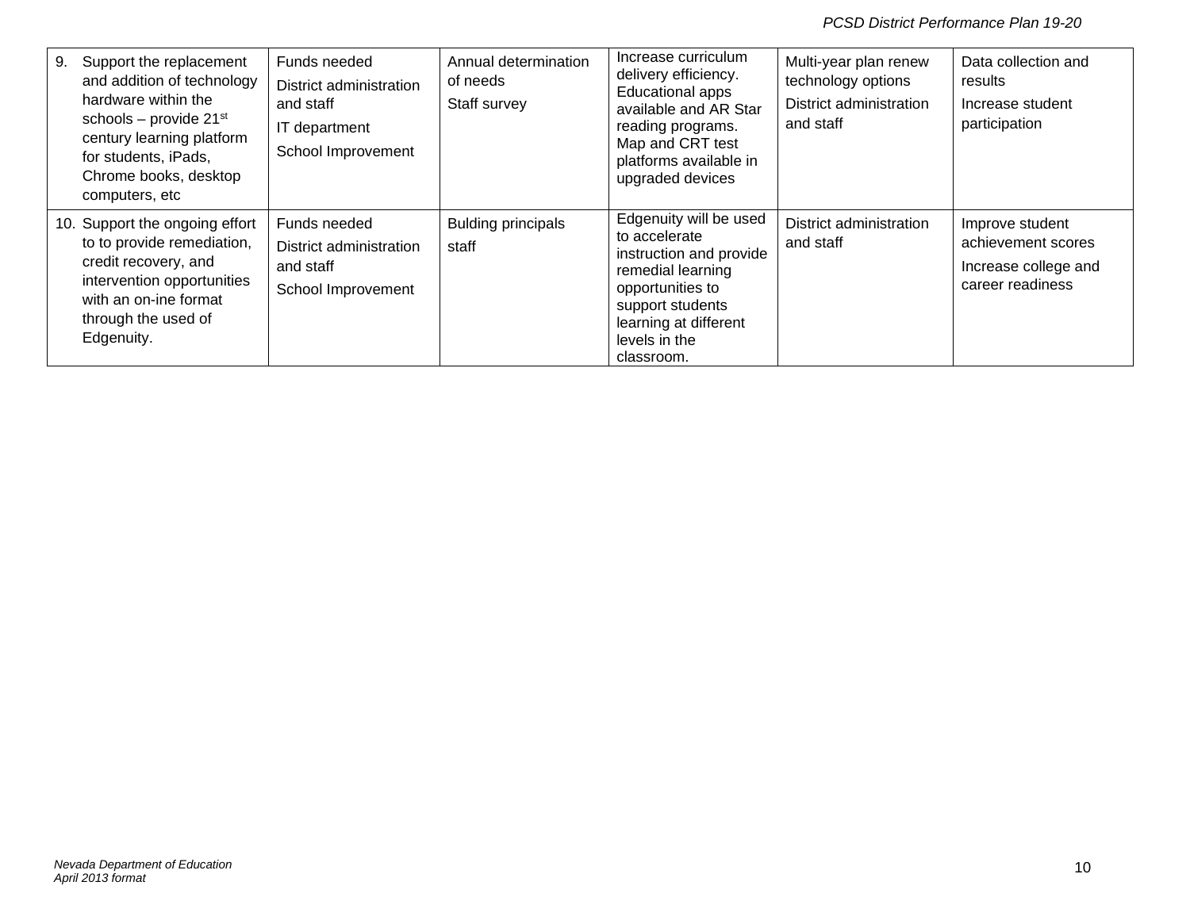| | | | | | |
|---|---|---|---|---|---|
| 9. Support the replacement and addition of technology hardware within the schools – provide 21st century learning platform for students, iPads, Chrome books, desktop computers, etc | Funds needed<br>District administration and staff<br>IT department<br>School Improvement | Annual determination of needs<br>Staff survey | Increase curriculum delivery efficiency. Educational apps available and AR Star reading programs. Map and CRT test platforms available in upgraded devices | Multi-year plan renew technology options<br>District administration and staff | Data collection and results<br>Increase student participation |
| 10. Support the ongoing effort to to provide remediation, credit recovery, and intervention opportunities with an on-ine format through the used of Edgenuity. | Funds needed<br>District administration and staff<br>School Improvement | Bulding principals<br>staff | Edgenuity will be used to accelerate instruction and provide remedial learning opportunities to support students learning at different levels in the classroom. | District administration and staff | Improve student achievement scores<br>Increase college and career readiness |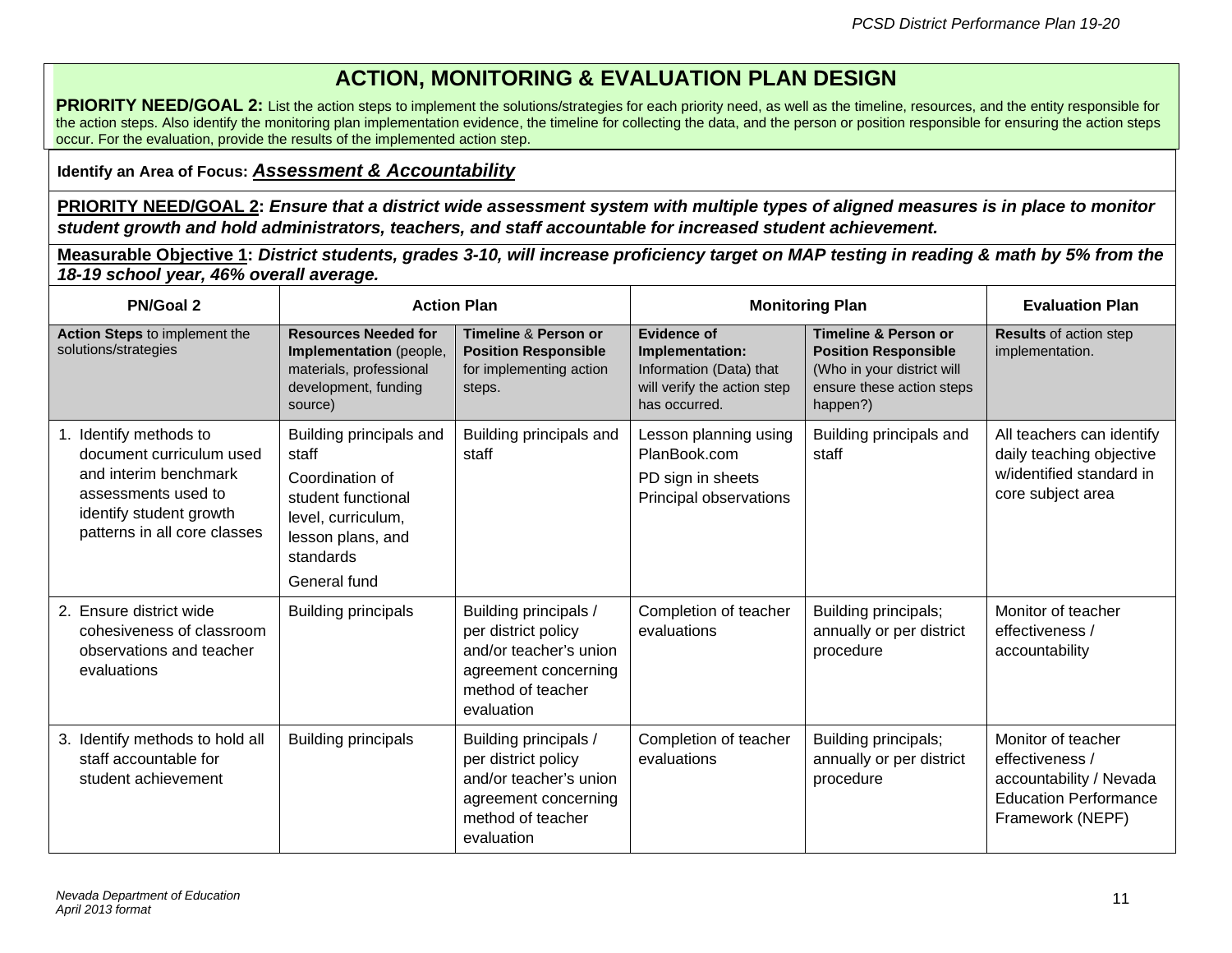# ACTION, MONITORING & EVALUATION PLAN DESIGN

**PRIORITY NEED/GOAL 2:** List the action steps to implement the solutions/strategies for each priority need, as well as the timeline, resources, and the entity responsible for the action steps. Also identify the monitoring plan implementation evidence, the timeline for collecting the data, and the person or position responsible for ensuring the action steps occur. For the evaluation, provide the results of the implemented action step.

**Identify an Area of Focus:** ***Assessment & Accountability***

**PRIORITY NEED/GOAL 2: *Ensure that a district wide assessment system with multiple types of aligned measures is in place to monitor student growth and hold administrators, teachers, and staff accountable for increased student achievement.***

**Measurable Objective 1: *District students, grades 3-10, will increase proficiency target on MAP testing in reading & math by 5% from the 18-19 school year, 46% overall average.***

| PN/Goal 2 | Action Plan | | Monitoring Plan | | Evaluation Plan |
|---|---|---|---|---|---|
| **Action Steps** to implement the solutions/strategies | **Resources Needed for Implementation** (people, materials, professional development, funding source) | **Timeline** & **Person or Position Responsible** for implementing action steps. | **Evidence of Implementation:** Information (Data) that will verify the action step has occurred. | **Timeline & Person or Position Responsible** (Who in your district will ensure these action steps happen?) | **Results** of action step implementation. |
| 1. Identify methods to document curriculum used and interim benchmark assessments used to identify student growth patterns in all core classes | Building principals and staff<br>Coordination of student functional level, curriculum, lesson plans, and standards<br>General fund | Building principals and staff | Lesson planning using PlanBook.com<br>PD sign in sheets<br>Principal observations | Building principals and staff | All teachers can identify daily teaching objective w/identified standard in core subject area |
| 2. Ensure district wide cohesiveness of classroom observations and teacher evaluations | Building principals | Building principals / per district policy and/or teacher's union agreement concerning method of teacher evaluation | Completion of teacher evaluations | Building principals; annually or per district procedure | Monitor of teacher effectiveness / accountability |
| 3. Identify methods to hold all staff accountable for student achievement | Building principals | Building principals / per district policy and/or teacher's union agreement concerning method of teacher evaluation | Completion of teacher evaluations | Building principals; annually or per district procedure | Monitor of teacher effectiveness / accountability / Nevada Education Performance Framework (NEPF) |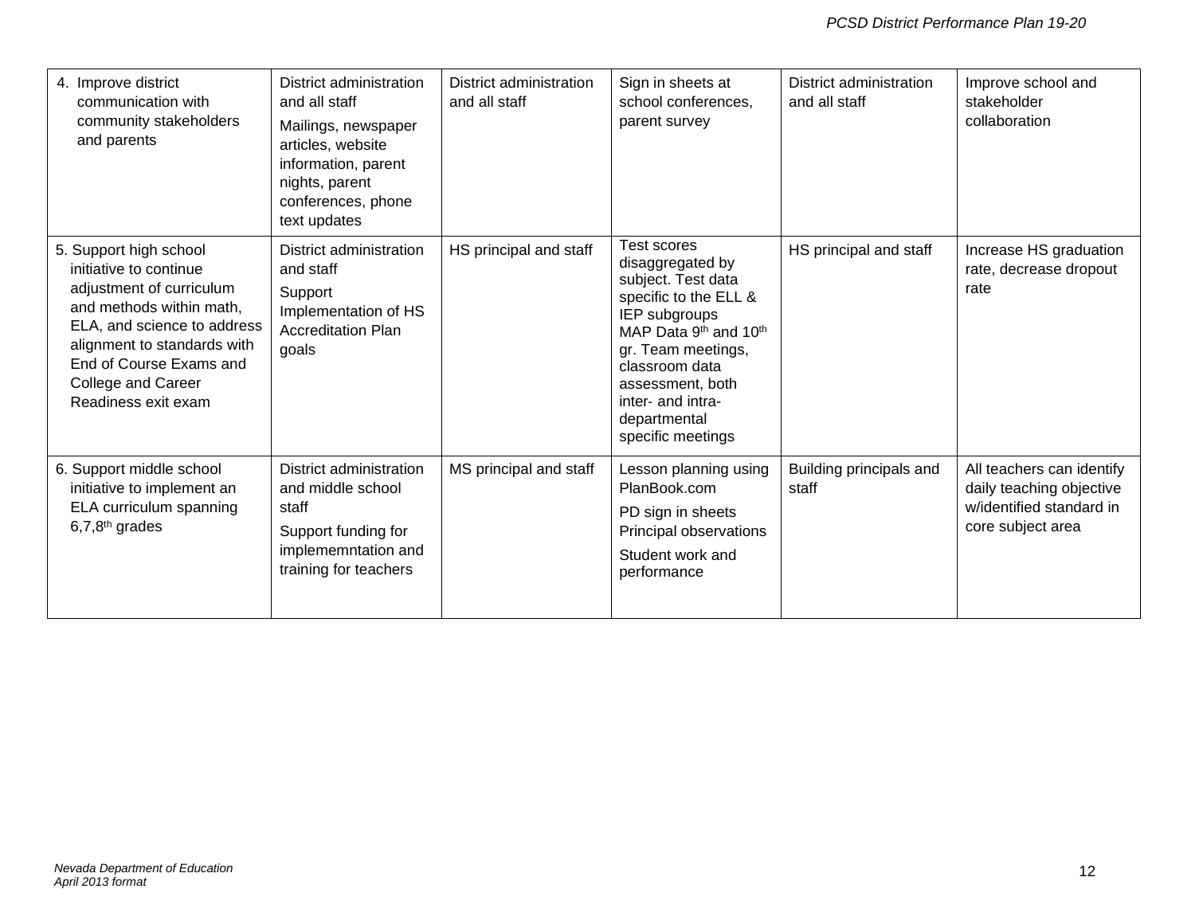| | | | | | |
|---|---|---|---|---|---|
| 4. Improve district communication with community stakeholders and parents | District administration and all staff<br>Mailings, newspaper articles, website information, parent nights, parent conferences, phone text updates | District administration and all staff | Sign in sheets at school conferences, parent survey | District administration and all staff | Improve school and stakeholder collaboration |
| 5. Support high school initiative to continue adjustment of curriculum and methods within math, ELA, and science to address alignment to standards with End of Course Exams and College and Career Readiness exit exam | District administration and staff<br>Support Implementation of HS Accreditation Plan goals | HS principal and staff | Test scores disaggregated by subject. Test data specific to the ELL & IEP subgroups MAP Data 9th and 10th gr. Team meetings, classroom data assessment, both inter- and intra-departmental specific meetings | HS principal and staff | Increase HS graduation rate, decrease dropout rate |
| 6. Support middle school initiative to implement an ELA curriculum spanning 6,7,8th grades | District administration and middle school staff<br>Support funding for implememntation and training for teachers | MS principal and staff | Lesson planning using PlanBook.com<br>PD sign in sheets<br>Principal observations<br>Student work and performance | Building principals and staff | All teachers can identify daily teaching objective w/identified standard in core subject area |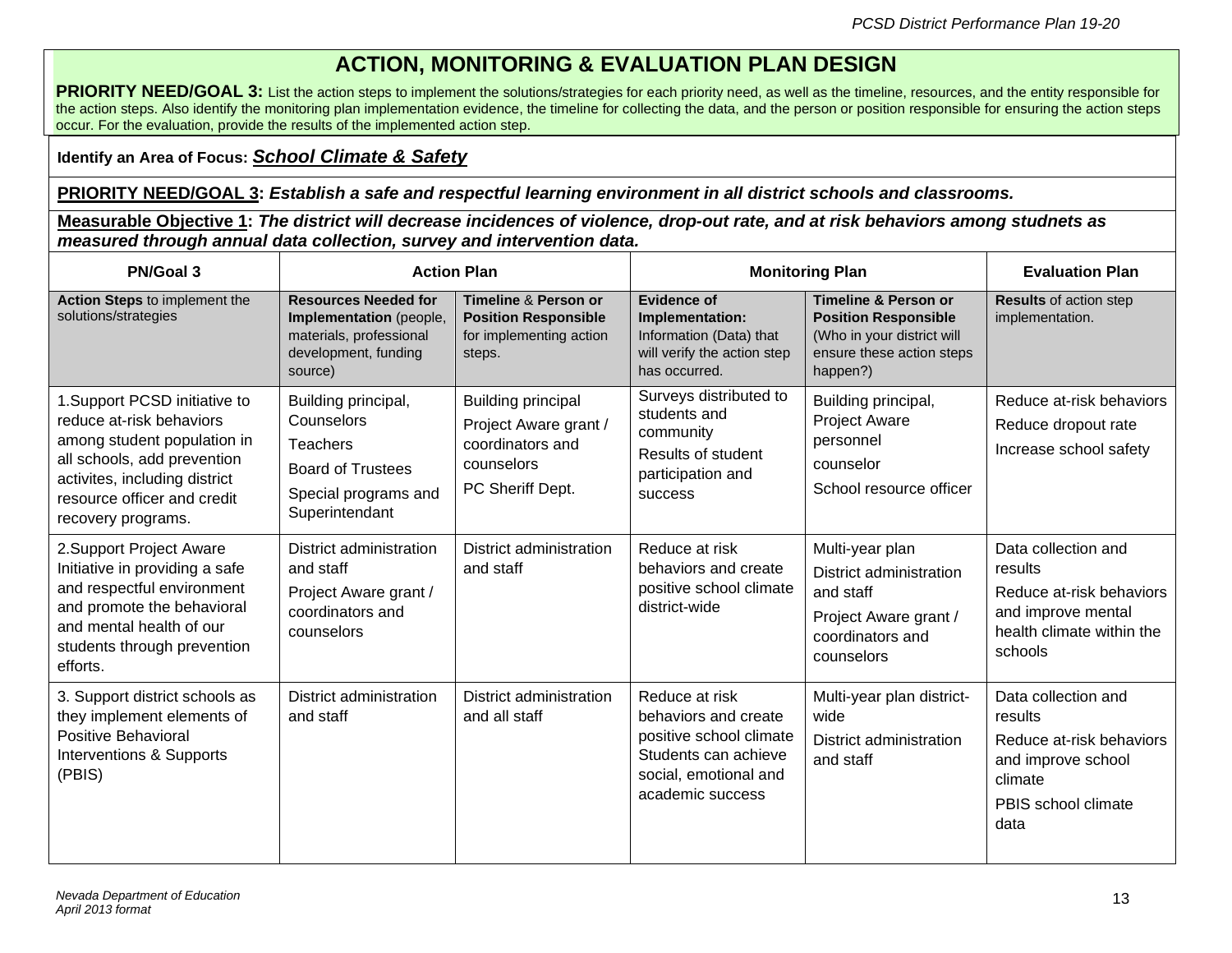# ACTION, MONITORING & EVALUATION PLAN DESIGN

**PRIORITY NEED/GOAL 3:** List the action steps to implement the solutions/strategies for each priority need, as well as the timeline, resources, and the entity responsible for the action steps. Also identify the monitoring plan implementation evidence, the timeline for collecting the data, and the person or position responsible for ensuring the action steps occur. For the evaluation, provide the results of the implemented action step.

**Identify an Area of Focus:** ***School Climate & Safety***

**PRIORITY NEED/GOAL 3:** ***Establish a safe and respectful learning environment in all district schools and classrooms.***

**Measurable Objective 1:** ***The district will decrease incidences of violence, drop-out rate, and at risk behaviors among studnets as measured through annual data collection, survey and intervention data.***

| PN/Goal 3 | Action Plan | | Monitoring Plan | | Evaluation Plan |
|---|---|---|---|---|---|
| **Action Steps** to implement the solutions/strategies | **Resources Needed for Implementation** (people, materials, professional development, funding source) | **Timeline** & **Person or Position Responsible** for implementing action steps. | **Evidence of Implementation:** Information (Data) that will verify the action step has occurred. | **Timeline & Person or Position Responsible** (Who in your district will ensure these action steps happen?) | **Results** of action step implementation. |
| 1.Support PCSD initiative to reduce at-risk behaviors among student population in all schools, add prevention activites, including district resource officer and credit recovery programs. | Building principal, Counselors<br>Teachers<br>Board of Trustees<br>Special programs and Superintendant | Building principal<br>Project Aware grant / coordinators and counselors<br>PC Sheriff Dept. | Surveys distributed to students and community<br>Results of student participation and success | Building principal, Project Aware personnel<br>counselor<br>School resource officer | Reduce at-risk behaviors<br>Reduce dropout rate<br>Increase school safety |
| 2.Support Project Aware Initiative in providing a safe and respectful environment and promote the behavioral and mental health of our students through prevention efforts. | District administration and staff<br>Project Aware grant / coordinators and counselors | District administration and staff | Reduce at risk behaviors and create positive school climate district-wide | Multi-year plan<br>District administration and staff<br>Project Aware grant / coordinators and counselors | Data collection and results<br>Reduce at-risk behaviors and improve mental health climate within the schools |
| 3. Support district schools as they implement elements of Positive Behavioral Interventions & Supports (PBIS) | District administration and staff | District administration and all staff | Reduce at risk behaviors and create positive school climate Students can achieve social, emotional and academic success | Multi-year plan district-wide<br>District administration and staff | Data collection and results<br>Reduce at-risk behaviors and improve school climate<br>PBIS school climate data |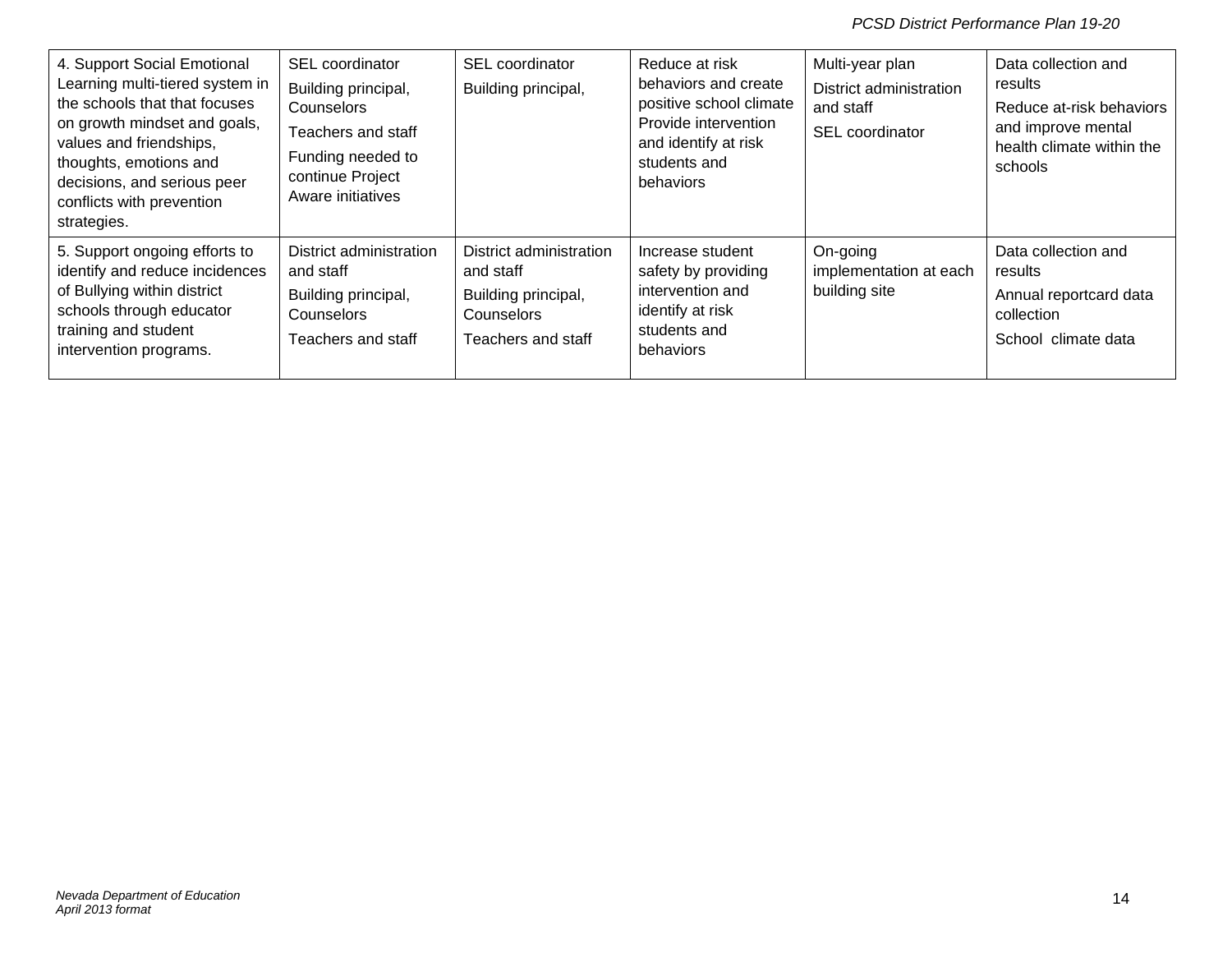| | | | | | |
|---|---|---|---|---|---|
| 4. Support Social Emotional Learning multi-tiered system in the schools that that focuses on growth mindset and goals, values and friendships, thoughts, emotions and decisions, and serious peer conflicts with prevention strategies. | SEL coordinator<br>Building principal, Counselors<br>Teachers and staff<br>Funding needed to continue Project Aware initiatives | SEL coordinator<br>Building principal, | Reduce at risk behaviors and create positive school climate Provide intervention and identify at risk students and behaviors | Multi-year plan<br>District administration and staff<br>SEL coordinator | Data collection and results<br>Reduce at-risk behaviors and improve mental health climate within the schools |
| 5. Support ongoing efforts to identify and reduce incidences of Bullying within district schools through educator training and student intervention programs. | District administration and staff<br>Building principal, Counselors<br>Teachers and staff | District administration and staff<br>Building principal, Counselors<br>Teachers and staff | Increase student safety by providing intervention and identify at risk students and behaviors | On-going implementation at each building site | Data collection and results<br>Annual reportcard data collection<br>School climate data |

*Nevada Department of Education*
*April 2013 format*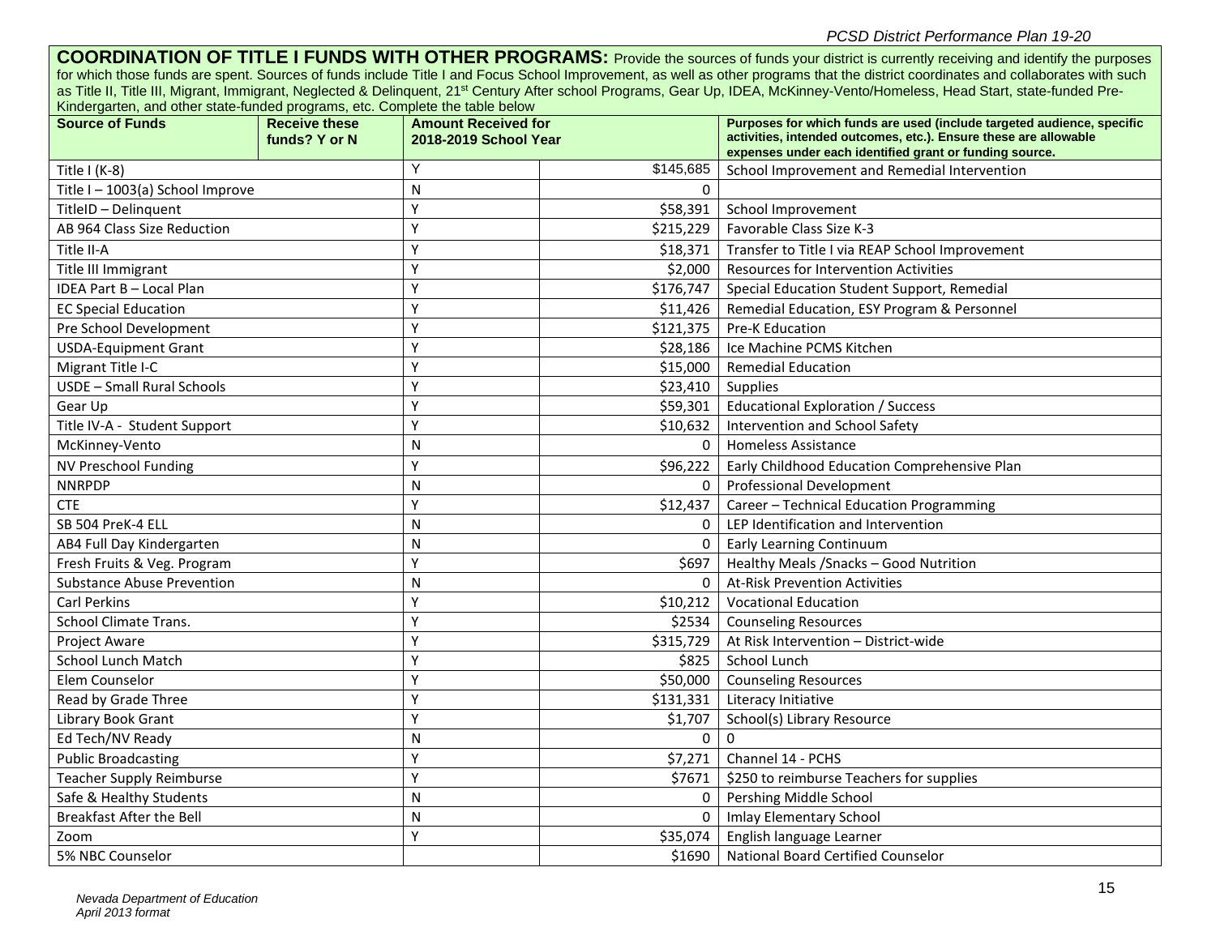**COORDINATION OF TITLE I FUNDS WITH OTHER PROGRAMS:** Provide the sources of funds your district is currently receiving and identify the purposes for which those funds are spent. Sources of funds include Title I and Focus School Improvement, as well as other programs that the district coordinates and collaborates with such as Title II, Title III, Migrant, Immigrant, Neglected & Delinquent, 21st Century After school Programs, Gear Up, IDEA, McKinney-Vento/Homeless, Head Start, state-funded Pre-Kindergarten, and other state-funded programs, etc. Complete the table below

| Source of Funds | Receive these funds? Y or N | Amount Received for 2018-2019 School Year | Purposes for which funds are used (include targeted audience, specific activities, intended outcomes, etc.). Ensure these are allowable expenses under each identified grant or funding source. |
|---|---|---|---|
| Title I (K-8) | Y | $145,685 | School Improvement and Remedial Intervention |
| Title I – 1003(a) School Improve | N | 0 | |
| TitleID – Delinquent | Y | $58,391 | School Improvement |
| AB 964 Class Size Reduction | Y | $215,229 | Favorable Class Size K-3 |
| Title II-A | Y | $18,371 | Transfer to Title I via REAP School Improvement |
| Title III Immigrant | Y | $2,000 | Resources for Intervention Activities |
| IDEA Part B – Local Plan | Y | $176,747 | Special Education Student Support, Remedial |
| EC Special Education | Y | $11,426 | Remedial Education, ESY Program & Personnel |
| Pre School Development | Y | $121,375 | Pre-K Education |
| USDA-Equipment Grant | Y | $28,186 | Ice Machine PCMS Kitchen |
| Migrant Title I-C | Y | $15,000 | Remedial Education |
| USDE – Small Rural Schools | Y | $23,410 | Supplies |
| Gear Up | Y | $59,301 | Educational Exploration / Success |
| Title IV-A - Student Support | Y | $10,632 | Intervention and School Safety |
| McKinney-Vento | N | 0 | Homeless Assistance |
| NV Preschool Funding | Y | $96,222 | Early Childhood Education Comprehensive Plan |
| NNRPDP | N | 0 | Professional Development |
| CTE | Y | $12,437 | Career – Technical Education Programming |
| SB 504 PreK-4 ELL | N | 0 | LEP Identification and Intervention |
| AB4 Full Day Kindergarten | N | 0 | Early Learning Continuum |
| Fresh Fruits & Veg. Program | Y | $697 | Healthy Meals /Snacks – Good Nutrition |
| Substance Abuse Prevention | N | 0 | At-Risk Prevention Activities |
| Carl Perkins | Y | $10,212 | Vocational Education |
| School Climate Trans. | Y | $2534 | Counseling Resources |
| Project Aware | Y | $315,729 | At Risk Intervention – District-wide |
| School Lunch Match | Y | $825 | School Lunch |
| Elem Counselor | Y | $50,000 | Counseling Resources |
| Read by Grade Three | Y | $131,331 | Literacy Initiative |
| Library Book Grant | Y | $1,707 | School(s) Library Resource |
| Ed Tech/NV Ready | N | 0 | 0 |
| Public Broadcasting | Y | $7,271 | Channel 14 - PCHS |
| Teacher Supply Reimburse | Y | $7671 | $250 to reimburse Teachers for supplies |
| Safe & Healthy Students | N | 0 | Pershing Middle School |
| Breakfast After the Bell | N | 0 | Imlay Elementary School |
| Zoom | Y | $35,074 | English language Learner |
| 5% NBC Counselor | | $1690 | National Board Certified Counselor |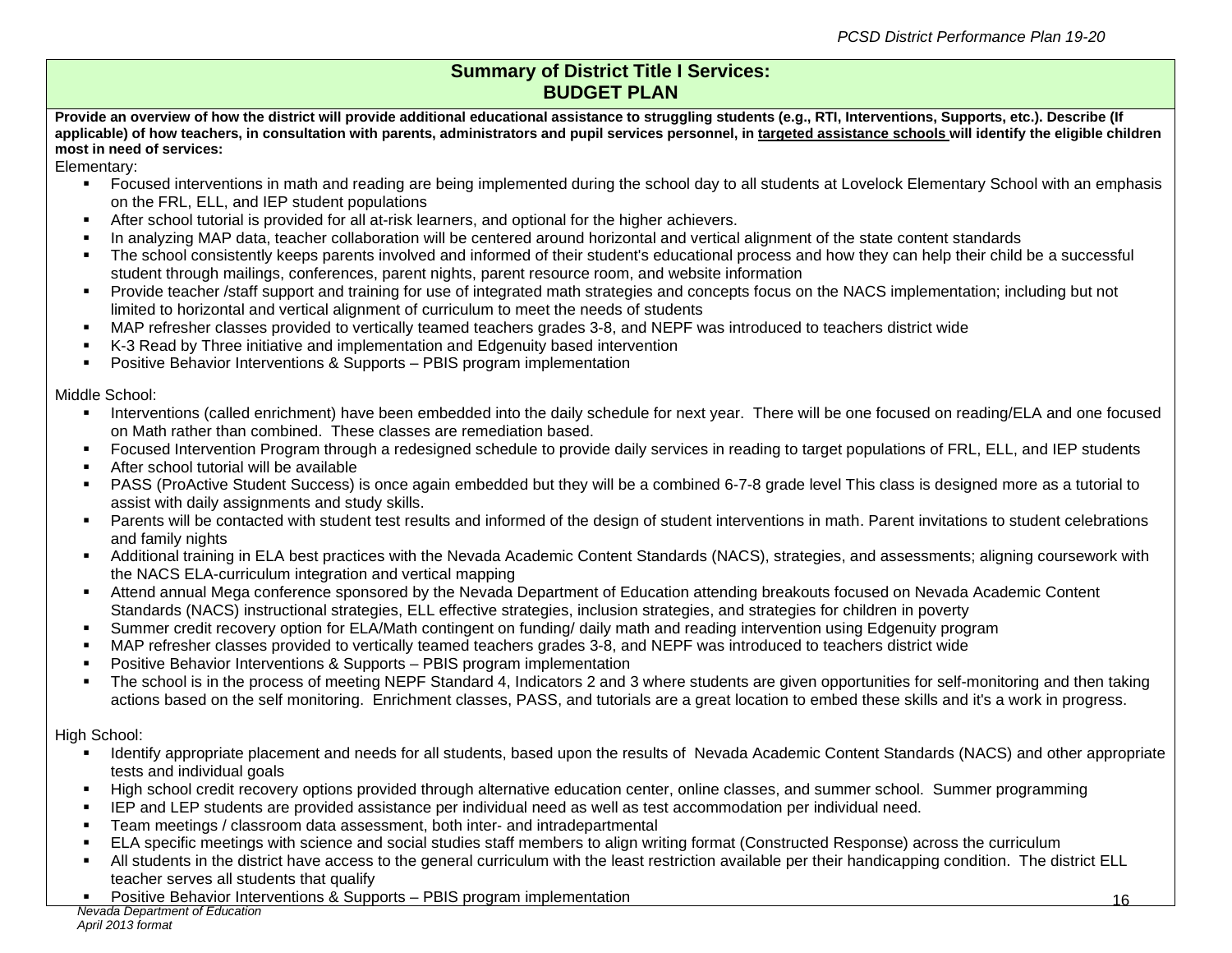## Summary of District Title I Services:
## BUDGET PLAN

**Provide an overview of how the district will provide additional educational assistance to struggling students (e.g., RTI, Interventions, Supports, etc.). Describe (If applicable) of how teachers, in consultation with parents, administrators and pupil services personnel, in <u>targeted assistance schools</u> will identify the eligible children most in need of services:**

Elementary:

- Focused interventions in math and reading are being implemented during the school day to all students at Lovelock Elementary School with an emphasis on the FRL, ELL, and IEP student populations
- After school tutorial is provided for all at-risk learners, and optional for the higher achievers.
- In analyzing MAP data, teacher collaboration will be centered around horizontal and vertical alignment of the state content standards
- The school consistently keeps parents involved and informed of their student's educational process and how they can help their child be a successful student through mailings, conferences, parent nights, parent resource room, and website information
- Provide teacher /staff support and training for use of integrated math strategies and concepts focus on the NACS implementation; including but not limited to horizontal and vertical alignment of curriculum to meet the needs of students
- MAP refresher classes provided to vertically teamed teachers grades 3-8, and NEPF was introduced to teachers district wide
- K-3 Read by Three initiative and implementation and Edgenuity based intervention
- Positive Behavior Interventions & Supports – PBIS program implementation

Middle School:

- Interventions (called enrichment) have been embedded into the daily schedule for next year. There will be one focused on reading/ELA and one focused on Math rather than combined. These classes are remediation based.
- Focused Intervention Program through a redesigned schedule to provide daily services in reading to target populations of FRL, ELL, and IEP students
- After school tutorial will be available
- PASS (ProActive Student Success) is once again embedded but they will be a combined 6-7-8 grade level This class is designed more as a tutorial to assist with daily assignments and study skills.
- Parents will be contacted with student test results and informed of the design of student interventions in math. Parent invitations to student celebrations and family nights
- Additional training in ELA best practices with the Nevada Academic Content Standards (NACS), strategies, and assessments; aligning coursework with the NACS ELA-curriculum integration and vertical mapping
- Attend annual Mega conference sponsored by the Nevada Department of Education attending breakouts focused on Nevada Academic Content Standards (NACS) instructional strategies, ELL effective strategies, inclusion strategies, and strategies for children in poverty
- Summer credit recovery option for ELA/Math contingent on funding/ daily math and reading intervention using Edgenuity program
- MAP refresher classes provided to vertically teamed teachers grades 3-8, and NEPF was introduced to teachers district wide
- Positive Behavior Interventions & Supports – PBIS program implementation
- The school is in the process of meeting NEPF Standard 4, Indicators 2 and 3 where students are given opportunities for self-monitoring and then taking actions based on the self monitoring. Enrichment classes, PASS, and tutorials are a great location to embed these skills and it's a work in progress.

High School:

- Identify appropriate placement and needs for all students, based upon the results of Nevada Academic Content Standards (NACS) and other appropriate tests and individual goals
- High school credit recovery options provided through alternative education center, online classes, and summer school. Summer programming
- IEP and LEP students are provided assistance per individual need as well as test accommodation per individual need.
- Team meetings / classroom data assessment, both inter- and intradepartmental
- ELA specific meetings with science and social studies staff members to align writing format (Constructed Response) across the curriculum
- All students in the district have access to the general curriculum with the least restriction available per their handicapping condition. The district ELL teacher serves all students that qualify
- Positive Behavior Interventions & Supports – PBIS program implementation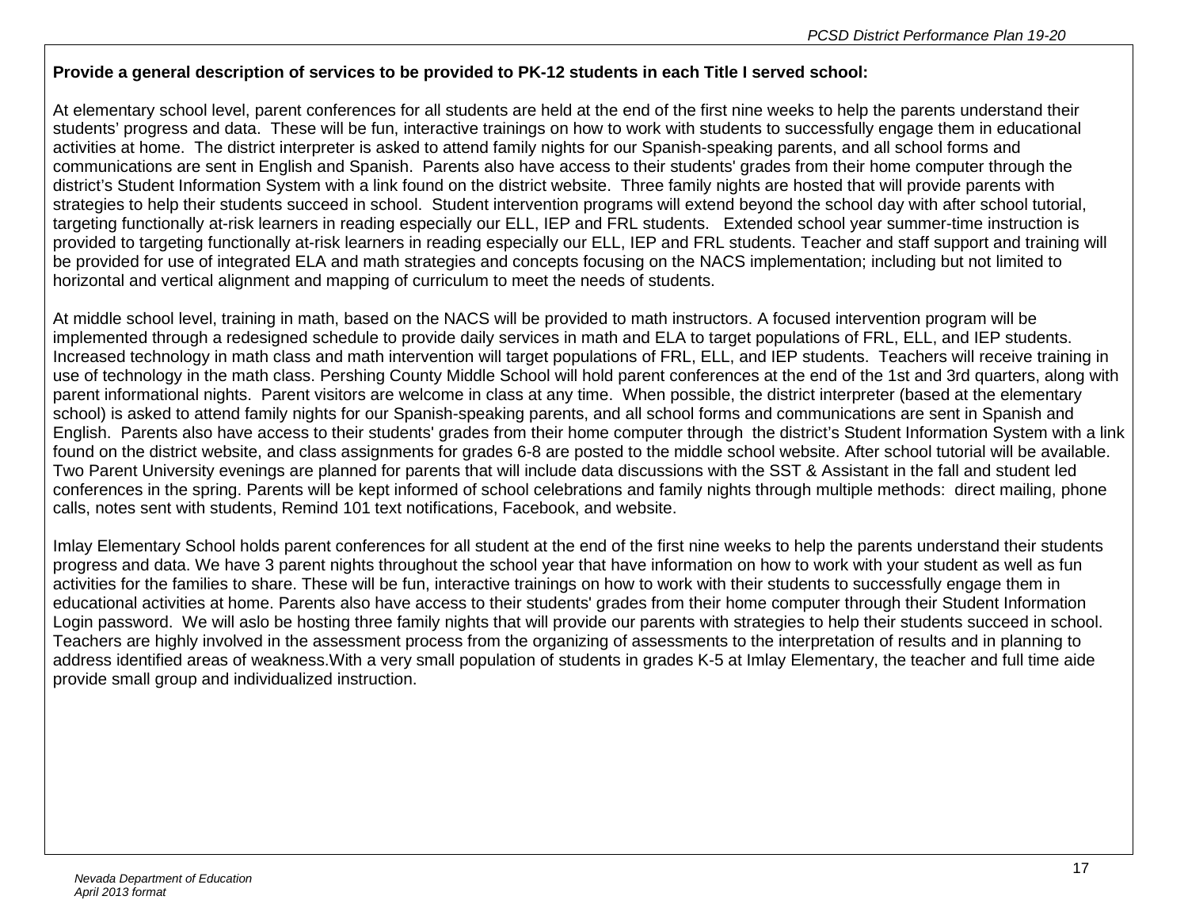**Provide a general description of services to be provided to PK-12 students in each Title I served school:**

At elementary school level, parent conferences for all students are held at the end of the first nine weeks to help the parents understand their students' progress and data. These will be fun, interactive trainings on how to work with students to successfully engage them in educational activities at home. The district interpreter is asked to attend family nights for our Spanish-speaking parents, and all school forms and communications are sent in English and Spanish. Parents also have access to their students' grades from their home computer through the district's Student Information System with a link found on the district website. Three family nights are hosted that will provide parents with strategies to help their students succeed in school. Student intervention programs will extend beyond the school day with after school tutorial, targeting functionally at-risk learners in reading especially our ELL, IEP and FRL students. Extended school year summer-time instruction is provided to targeting functionally at-risk learners in reading especially our ELL, IEP and FRL students. Teacher and staff support and training will be provided for use of integrated ELA and math strategies and concepts focusing on the NACS implementation; including but not limited to horizontal and vertical alignment and mapping of curriculum to meet the needs of students.

At middle school level, training in math, based on the NACS will be provided to math instructors. A focused intervention program will be implemented through a redesigned schedule to provide daily services in math and ELA to target populations of FRL, ELL, and IEP students. Increased technology in math class and math intervention will target populations of FRL, ELL, and IEP students. Teachers will receive training in use of technology in the math class. Pershing County Middle School will hold parent conferences at the end of the 1st and 3rd quarters, along with parent informational nights. Parent visitors are welcome in class at any time. When possible, the district interpreter (based at the elementary school) is asked to attend family nights for our Spanish-speaking parents, and all school forms and communications are sent in Spanish and English. Parents also have access to their students' grades from their home computer through the district's Student Information System with a link found on the district website, and class assignments for grades 6-8 are posted to the middle school website. After school tutorial will be available. Two Parent University evenings are planned for parents that will include data discussions with the SST & Assistant in the fall and student led conferences in the spring. Parents will be kept informed of school celebrations and family nights through multiple methods: direct mailing, phone calls, notes sent with students, Remind 101 text notifications, Facebook, and website.

Imlay Elementary School holds parent conferences for all student at the end of the first nine weeks to help the parents understand their students progress and data. We have 3 parent nights throughout the school year that have information on how to work with your student as well as fun activities for the families to share. These will be fun, interactive trainings on how to work with their students to successfully engage them in educational activities at home. Parents also have access to their students' grades from their home computer through their Student Information Login password. We will aslo be hosting three family nights that will provide our parents with strategies to help their students succeed in school. Teachers are highly involved in the assessment process from the organizing of assessments to the interpretation of results and in planning to address identified areas of weakness.With a very small population of students in grades K-5 at Imlay Elementary, the teacher and full time aide provide small group and individualized instruction.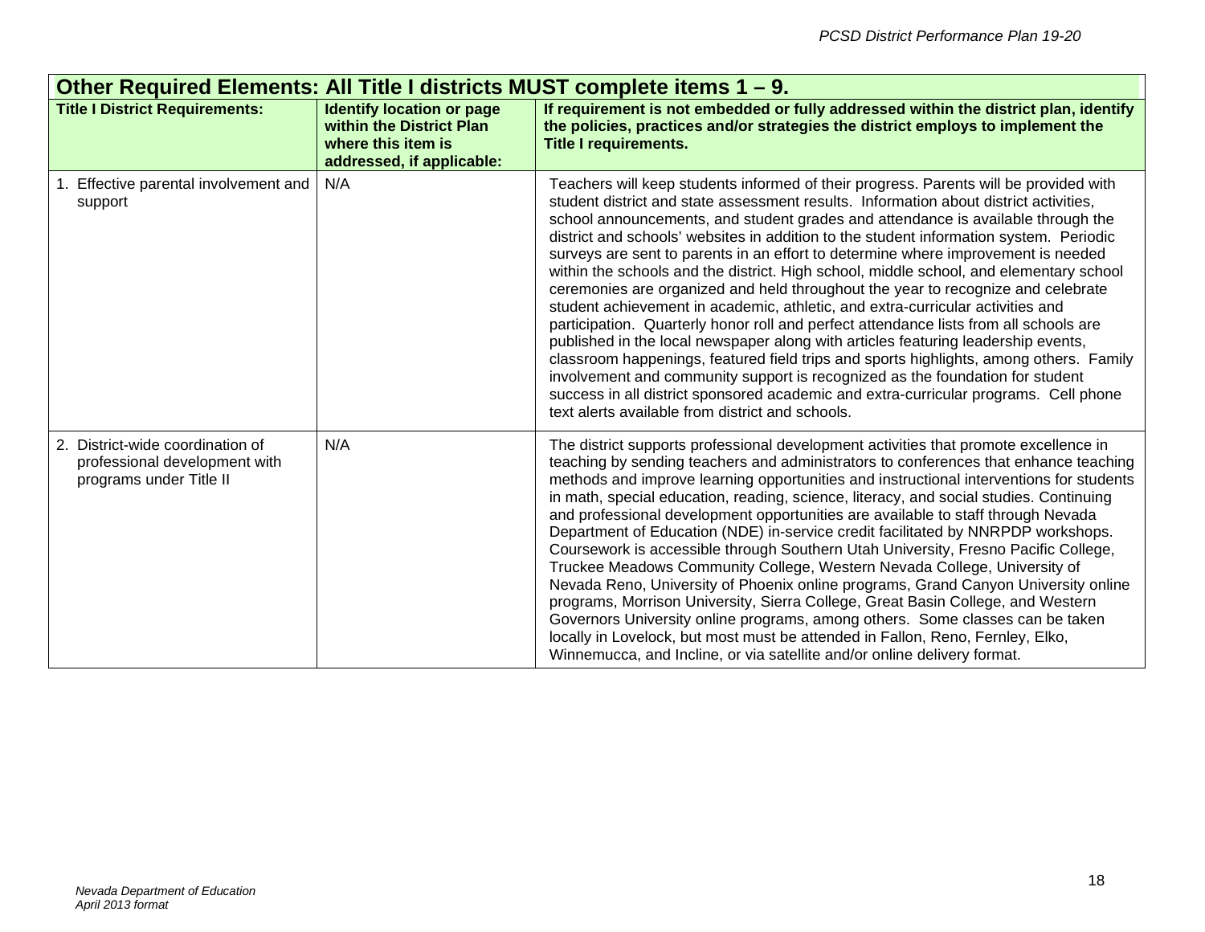| **Other Required Elements: All Title I districts MUST complete items 1 – 9.** | | |
|---|---|---|
| **Title I District Requirements:** | **Identify location or page within the District Plan where this item is addressed, if applicable:** | **If requirement is not embedded or fully addressed within the district plan, identify the policies, practices and/or strategies the district employs to implement the Title I requirements.** |
| 1. Effective parental involvement and support | N/A | Teachers will keep students informed of their progress. Parents will be provided with student district and state assessment results. Information about district activities, school announcements, and student grades and attendance is available through the district and schools' websites in addition to the student information system. Periodic surveys are sent to parents in an effort to determine where improvement is needed within the schools and the district. High school, middle school, and elementary school ceremonies are organized and held throughout the year to recognize and celebrate student achievement in academic, athletic, and extra-curricular activities and participation. Quarterly honor roll and perfect attendance lists from all schools are published in the local newspaper along with articles featuring leadership events, classroom happenings, featured field trips and sports highlights, among others. Family involvement and community support is recognized as the foundation for student success in all district sponsored academic and extra-curricular programs. Cell phone text alerts available from district and schools. |
| 2. District-wide coordination of professional development with programs under Title II | N/A | The district supports professional development activities that promote excellence in teaching by sending teachers and administrators to conferences that enhance teaching methods and improve learning opportunities and instructional interventions for students in math, special education, reading, science, literacy, and social studies. Continuing and professional development opportunities are available to staff through Nevada Department of Education (NDE) in-service credit facilitated by NNRPDP workshops. Coursework is accessible through Southern Utah University, Fresno Pacific College, Truckee Meadows Community College, Western Nevada College, University of Nevada Reno, University of Phoenix online programs, Grand Canyon University online programs, Morrison University, Sierra College, Great Basin College, and Western Governors University online programs, among others. Some classes can be taken locally in Lovelock, but most must be attended in Fallon, Reno, Fernley, Elko, Winnemucca, and Incline, or via satellite and/or online delivery format. |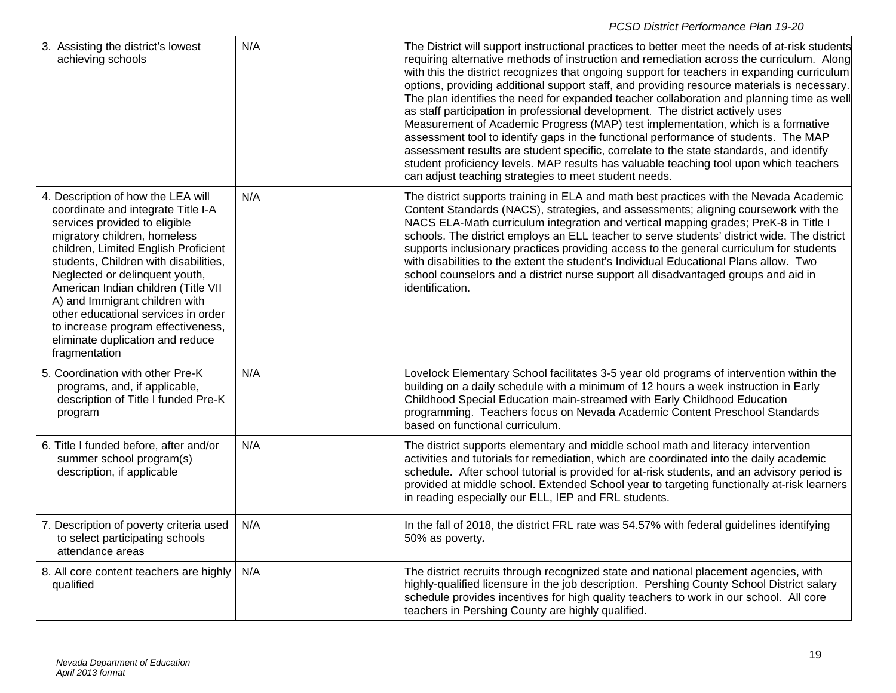| | | |
|---|---|---|
| 3. Assisting the district's lowest achieving schools | N/A | The District will support instructional practices to better meet the needs of at-risk students requiring alternative methods of instruction and remediation across the curriculum. Along with this the district recognizes that ongoing support for teachers in expanding curriculum options, providing additional support staff, and providing resource materials is necessary. The plan identifies the need for expanded teacher collaboration and planning time as well as staff participation in professional development. The district actively uses Measurement of Academic Progress (MAP) test implementation, which is a formative assessment tool to identify gaps in the functional performance of students. The MAP assessment results are student specific, correlate to the state standards, and identify student proficiency levels. MAP results has valuable teaching tool upon which teachers can adjust teaching strategies to meet student needs. |
| 4. Description of how the LEA will coordinate and integrate Title I-A services provided to eligible migratory children, homeless children, Limited English Proficient students, Children with disabilities, Neglected or delinquent youth, American Indian children (Title VII A) and Immigrant children with other educational services in order to increase program effectiveness, eliminate duplication and reduce fragmentation | N/A | The district supports training in ELA and math best practices with the Nevada Academic Content Standards (NACS), strategies, and assessments; aligning coursework with the NACS ELA-Math curriculum integration and vertical mapping grades; PreK-8 in Title I schools. The district employs an ELL teacher to serve students' district wide. The district supports inclusionary practices providing access to the general curriculum for students with disabilities to the extent the student's Individual Educational Plans allow. Two school counselors and a district nurse support all disadvantaged groups and aid in identification. |
| 5. Coordination with other Pre-K programs, and, if applicable, description of Title I funded Pre-K program | N/A | Lovelock Elementary School facilitates 3-5 year old programs of intervention within the building on a daily schedule with a minimum of 12 hours a week instruction in Early Childhood Special Education main-streamed with Early Childhood Education programming. Teachers focus on Nevada Academic Content Preschool Standards based on functional curriculum. |
| 6. Title I funded before, after and/or summer school program(s) description, if applicable | N/A | The district supports elementary and middle school math and literacy intervention activities and tutorials for remediation, which are coordinated into the daily academic schedule. After school tutorial is provided for at-risk students, and an advisory period is provided at middle school. Extended School year to targeting functionally at-risk learners in reading especially our ELL, IEP and FRL students. |
| 7. Description of poverty criteria used to select participating schools attendance areas | N/A | In the fall of 2018, the district FRL rate was 54.57% with federal guidelines identifying 50% as poverty. |
| 8. All core content teachers are highly qualified | N/A | The district recruits through recognized state and national placement agencies, with highly-qualified licensure in the job description. Pershing County School District salary schedule provides incentives for high quality teachers to work in our school. All core teachers in Pershing County are highly qualified. |